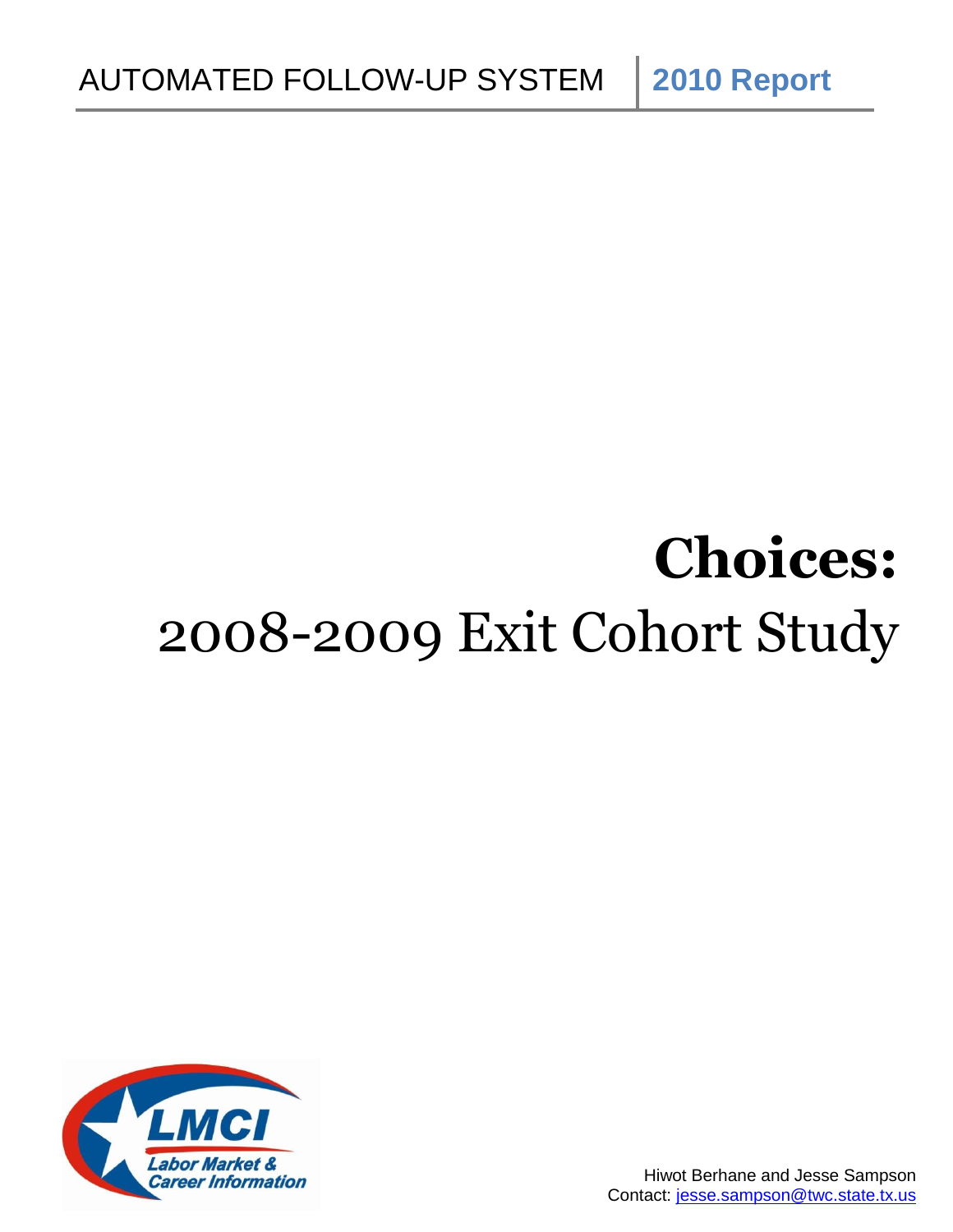AUTOMATED FOLLOW-UP SYSTEM | **2010 Report**

# Choices:

# 2008-2009 Exit Cohort Study

LMCI Labor Market & Career Information

Hiwot Berhane and Jesse Sampson
Contact: jesse.sampson@twc.state.tx.us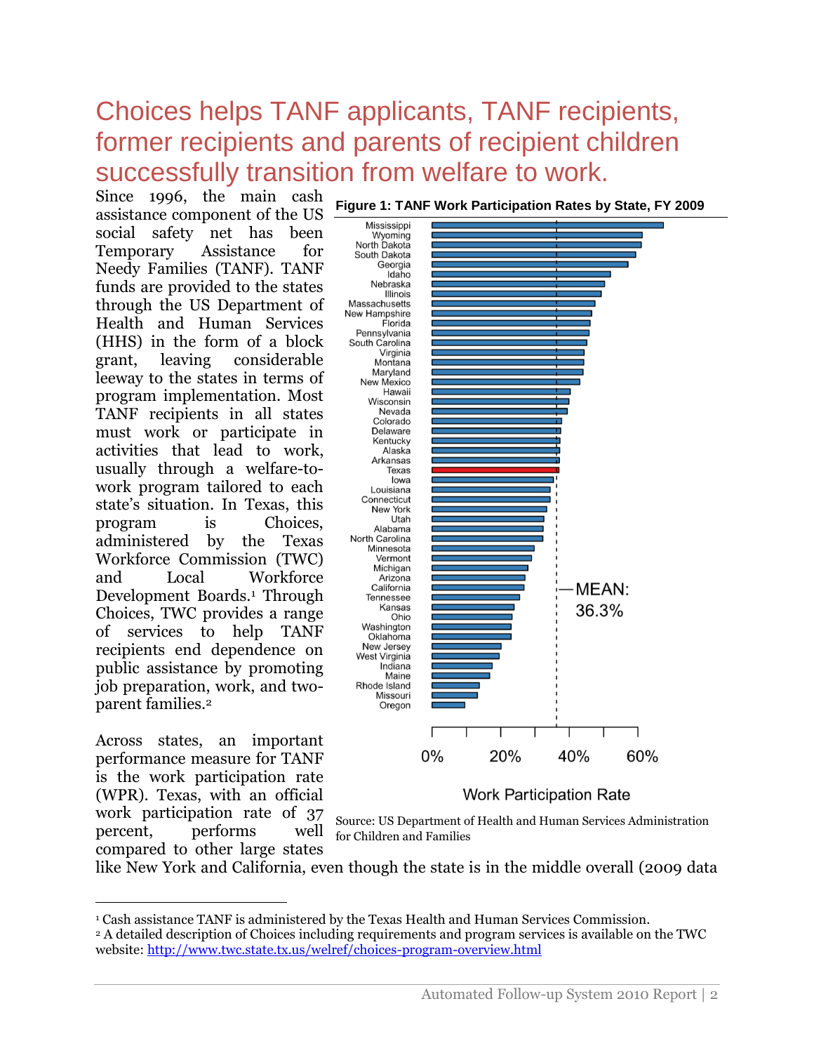# Choices helps TANF applicants, TANF recipients, former recipients and parents of recipient children successfully transition from welfare to work.

Since 1996, the main cash assistance component of the US social safety net has been Temporary Assistance for Needy Families (TANF). TANF funds are provided to the states through the US Department of Health and Human Services (HHS) in the form of a block grant, leaving considerable leeway to the states in terms of program implementation. Most TANF recipients in all states must work or participate in activities that lead to work, usually through a welfare-to-work program tailored to each state's situation. In Texas, this program is Choices, administered by the Texas Workforce Commission (TWC) and Local Workforce Development Boards.[1] Through Choices, TWC provides a range of services to help TANF recipients end dependence on public assistance by promoting job preparation, work, and two-parent families.[2]

**Figure 1: TANF Work Participation Rates by State, FY 2009**

Source: US Department of Health and Human Services Administration for Children and Families

Across states, an important performance measure for TANF is the work participation rate (WPR). Texas, with an official work participation rate of 37 percent, performs well compared to other large states like New York and California, even though the state is in the middle overall (2009 data

---

[1] Cash assistance TANF is administered by the Texas Health and Human Services Commission.

[2] A detailed description of Choices including requirements and program services is available on the TWC website: http://www.twc.state.tx.us/welref/choices-program-overview.html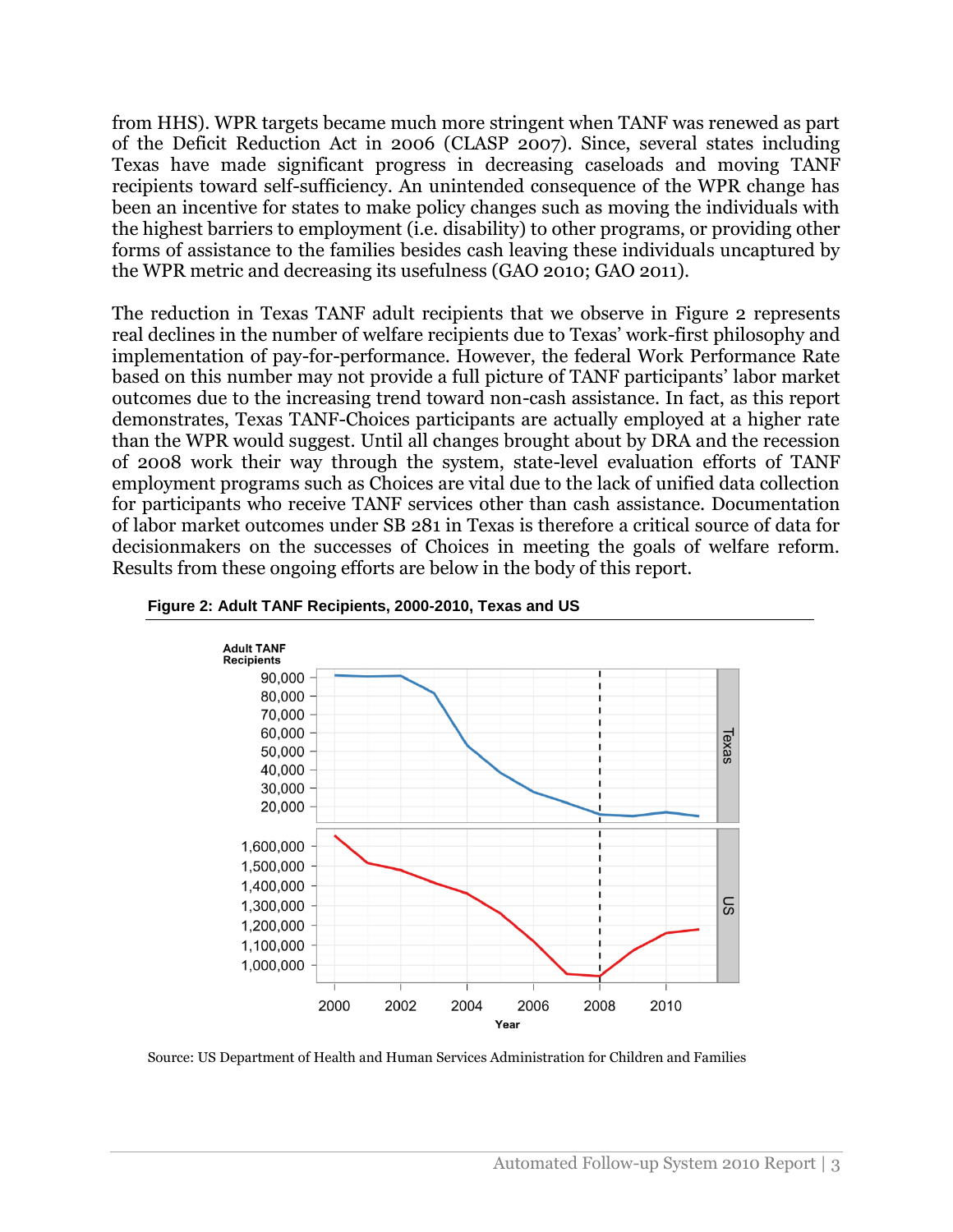from HHS). WPR targets became much more stringent when TANF was renewed as part of the Deficit Reduction Act in 2006 (CLASP 2007). Since, several states including Texas have made significant progress in decreasing caseloads and moving TANF recipients toward self-sufficiency. An unintended consequence of the WPR change has been an incentive for states to make policy changes such as moving the individuals with the highest barriers to employment (i.e. disability) to other programs, or providing other forms of assistance to the families besides cash leaving these individuals uncaptured by the WPR metric and decreasing its usefulness (GAO 2010; GAO 2011).

The reduction in Texas TANF adult recipients that we observe in Figure 2 represents real declines in the number of welfare recipients due to Texas' work-first philosophy and implementation of pay-for-performance. However, the federal Work Performance Rate based on this number may not provide a full picture of TANF participants' labor market outcomes due to the increasing trend toward non-cash assistance. In fact, as this report demonstrates, Texas TANF-Choices participants are actually employed at a higher rate than the WPR would suggest. Until all changes brought about by DRA and the recession of 2008 work their way through the system, state-level evaluation efforts of TANF employment programs such as Choices are vital due to the lack of unified data collection for participants who receive TANF services other than cash assistance. Documentation of labor market outcomes under SB 281 in Texas is therefore a critical source of data for decisionmakers on the successes of Choices in meeting the goals of welfare reform. Results from these ongoing efforts are below in the body of this report.

**Figure 2: Adult TANF Recipients, 2000-2010, Texas and US**

Source: US Department of Health and Human Services Administration for Children and Families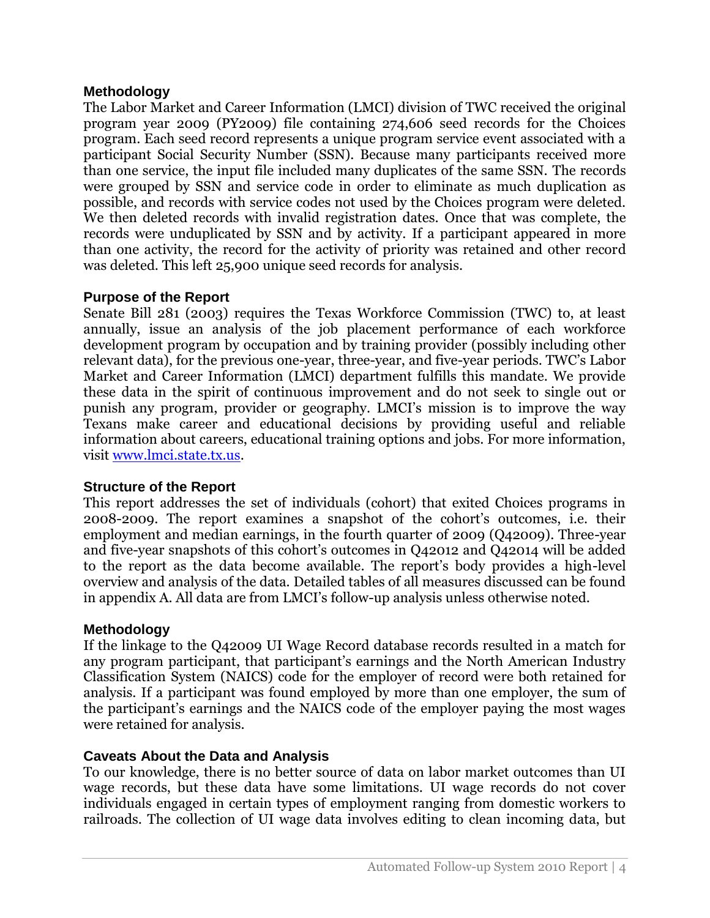## Methodology

The Labor Market and Career Information (LMCI) division of TWC received the original program year 2009 (PY2009) file containing 274,606 seed records for the Choices program. Each seed record represents a unique program service event associated with a participant Social Security Number (SSN). Because many participants received more than one service, the input file included many duplicates of the same SSN. The records were grouped by SSN and service code in order to eliminate as much duplication as possible, and records with service codes not used by the Choices program were deleted. We then deleted records with invalid registration dates. Once that was complete, the records were unduplicated by SSN and by activity. If a participant appeared in more than one activity, the record for the activity of priority was retained and other record was deleted. This left 25,900 unique seed records for analysis.

## Purpose of the Report

Senate Bill 281 (2003) requires the Texas Workforce Commission (TWC) to, at least annually, issue an analysis of the job placement performance of each workforce development program by occupation and by training provider (possibly including other relevant data), for the previous one-year, three-year, and five-year periods. TWC's Labor Market and Career Information (LMCI) department fulfills this mandate. We provide these data in the spirit of continuous improvement and do not seek to single out or punish any program, provider or geography. LMCI's mission is to improve the way Texans make career and educational decisions by providing useful and reliable information about careers, educational training options and jobs. For more information, visit [www.lmci.state.tx.us](www.lmci.state.tx.us).

## Structure of the Report

This report addresses the set of individuals (cohort) that exited Choices programs in 2008-2009. The report examines a snapshot of the cohort's outcomes, i.e. their employment and median earnings, in the fourth quarter of 2009 (Q42009). Three-year and five-year snapshots of this cohort's outcomes in Q42012 and Q42014 will be added to the report as the data become available. The report's body provides a high-level overview and analysis of the data. Detailed tables of all measures discussed can be found in appendix A. All data are from LMCI's follow-up analysis unless otherwise noted.

## Methodology

If the linkage to the Q42009 UI Wage Record database records resulted in a match for any program participant, that participant's earnings and the North American Industry Classification System (NAICS) code for the employer of record were both retained for analysis. If a participant was found employed by more than one employer, the sum of the participant's earnings and the NAICS code of the employer paying the most wages were retained for analysis.

## Caveats About the Data and Analysis

To our knowledge, there is no better source of data on labor market outcomes than UI wage records, but these data have some limitations. UI wage records do not cover individuals engaged in certain types of employment ranging from domestic workers to railroads. The collection of UI wage data involves editing to clean incoming data, but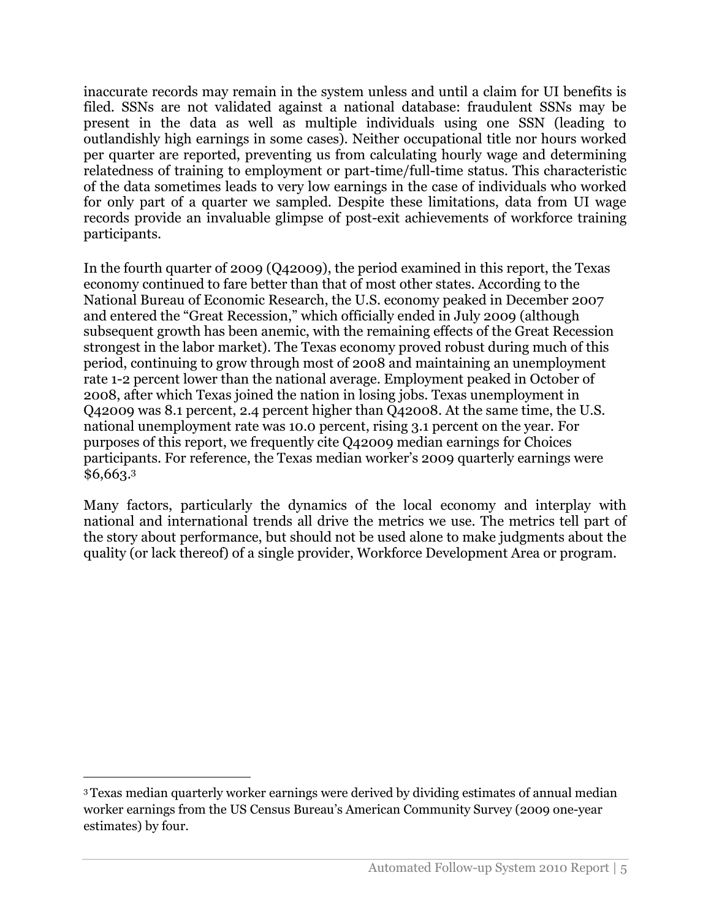inaccurate records may remain in the system unless and until a claim for UI benefits is filed. SSNs are not validated against a national database: fraudulent SSNs may be present in the data as well as multiple individuals using one SSN (leading to outlandishly high earnings in some cases). Neither occupational title nor hours worked per quarter are reported, preventing us from calculating hourly wage and determining relatedness of training to employment or part-time/full-time status. This characteristic of the data sometimes leads to very low earnings in the case of individuals who worked for only part of a quarter we sampled. Despite these limitations, data from UI wage records provide an invaluable glimpse of post-exit achievements of workforce training participants.

In the fourth quarter of 2009 (Q42009), the period examined in this report, the Texas economy continued to fare better than that of most other states. According to the National Bureau of Economic Research, the U.S. economy peaked in December 2007 and entered the "Great Recession," which officially ended in July 2009 (although subsequent growth has been anemic, with the remaining effects of the Great Recession strongest in the labor market). The Texas economy proved robust during much of this period, continuing to grow through most of 2008 and maintaining an unemployment rate 1-2 percent lower than the national average. Employment peaked in October of 2008, after which Texas joined the nation in losing jobs. Texas unemployment in Q42009 was 8.1 percent, 2.4 percent higher than Q42008. At the same time, the U.S. national unemployment rate was 10.0 percent, rising 3.1 percent on the year. For purposes of this report, we frequently cite Q42009 median earnings for Choices participants. For reference, the Texas median worker's 2009 quarterly earnings were $6,663.[3]

Many factors, particularly the dynamics of the local economy and interplay with national and international trends all drive the metrics we use. The metrics tell part of the story about performance, but should not be used alone to make judgments about the quality (or lack thereof) of a single provider, Workforce Development Area or program.

---

[3] Texas median quarterly worker earnings were derived by dividing estimates of annual median worker earnings from the US Census Bureau's American Community Survey (2009 one-year estimates) by four.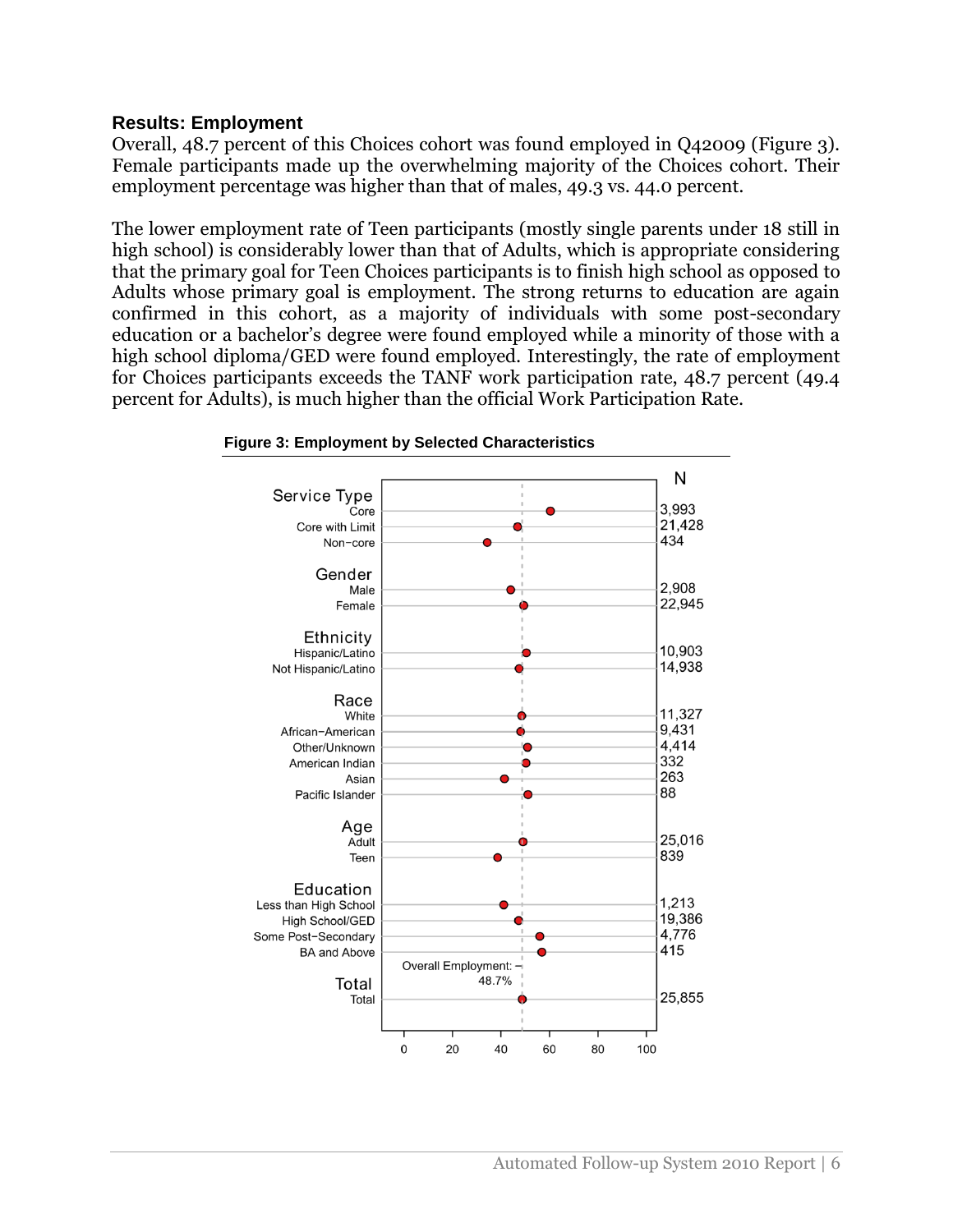### Results: Employment

Overall, 48.7 percent of this Choices cohort was found employed in Q42009 (Figure 3). Female participants made up the overwhelming majority of the Choices cohort. Their employment percentage was higher than that of males, 49.3 vs. 44.0 percent.

The lower employment rate of Teen participants (mostly single parents under 18 still in high school) is considerably lower than that of Adults, which is appropriate considering that the primary goal for Teen Choices participants is to finish high school as opposed to Adults whose primary goal is employment. The strong returns to education are again confirmed in this cohort, as a majority of individuals with some post-secondary education or a bachelor's degree were found employed while a minority of those with a high school diploma/GED were found employed. Interestingly, the rate of employment for Choices participants exceeds the TANF work participation rate, 48.7 percent (49.4 percent for Adults), is much higher than the official Work Participation Rate.

**Figure 3: Employment by Selected Characteristics**

| Characteristic | N |
|---|---|
| **Service Type** | |
| Core | 3,993 |
| Core with Limit | 21,428 |
| Non-core | 434 |
| **Gender** | |
| Male | 2,908 |
| Female | 22,945 |
| **Ethnicity** | |
| Hispanic/Latino | 10,903 |
| Not Hispanic/Latino | 14,938 |
| **Race** | |
| White | 11,327 |
| African-American | 9,431 |
| Other/Unknown | 4,414 |
| American Indian | 332 |
| Asian | 263 |
| Pacific Islander | 88 |
| **Age** | |
| Adult | 25,016 |
| Teen | 839 |
| **Education** | |
| Less than High School | 1,213 |
| High School/GED | 19,386 |
| Some Post-Secondary | 4,776 |
| BA and Above | 415 |
| **Total** | |
| Total | 25,855 |

Overall Employment: 48.7%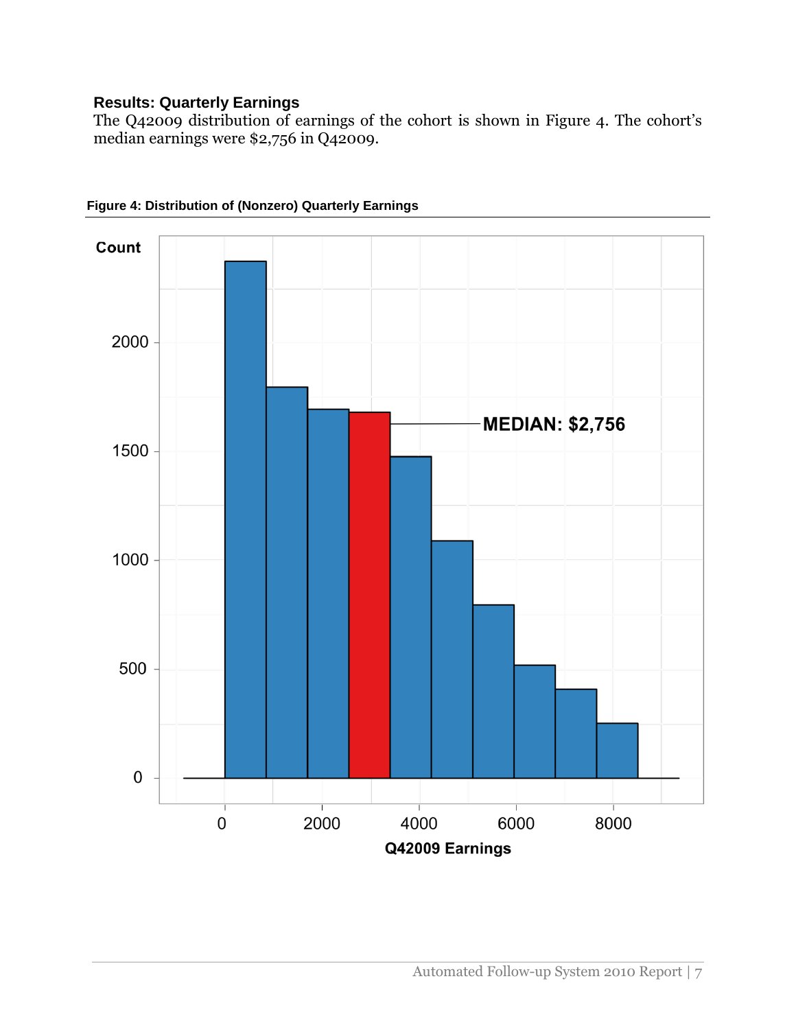### Results: Quarterly Earnings

The Q42009 distribution of earnings of the cohort is shown in Figure 4. The cohort's median earnings were $2,756 in Q42009.

**Figure 4: Distribution of (Nonzero) Quarterly Earnings**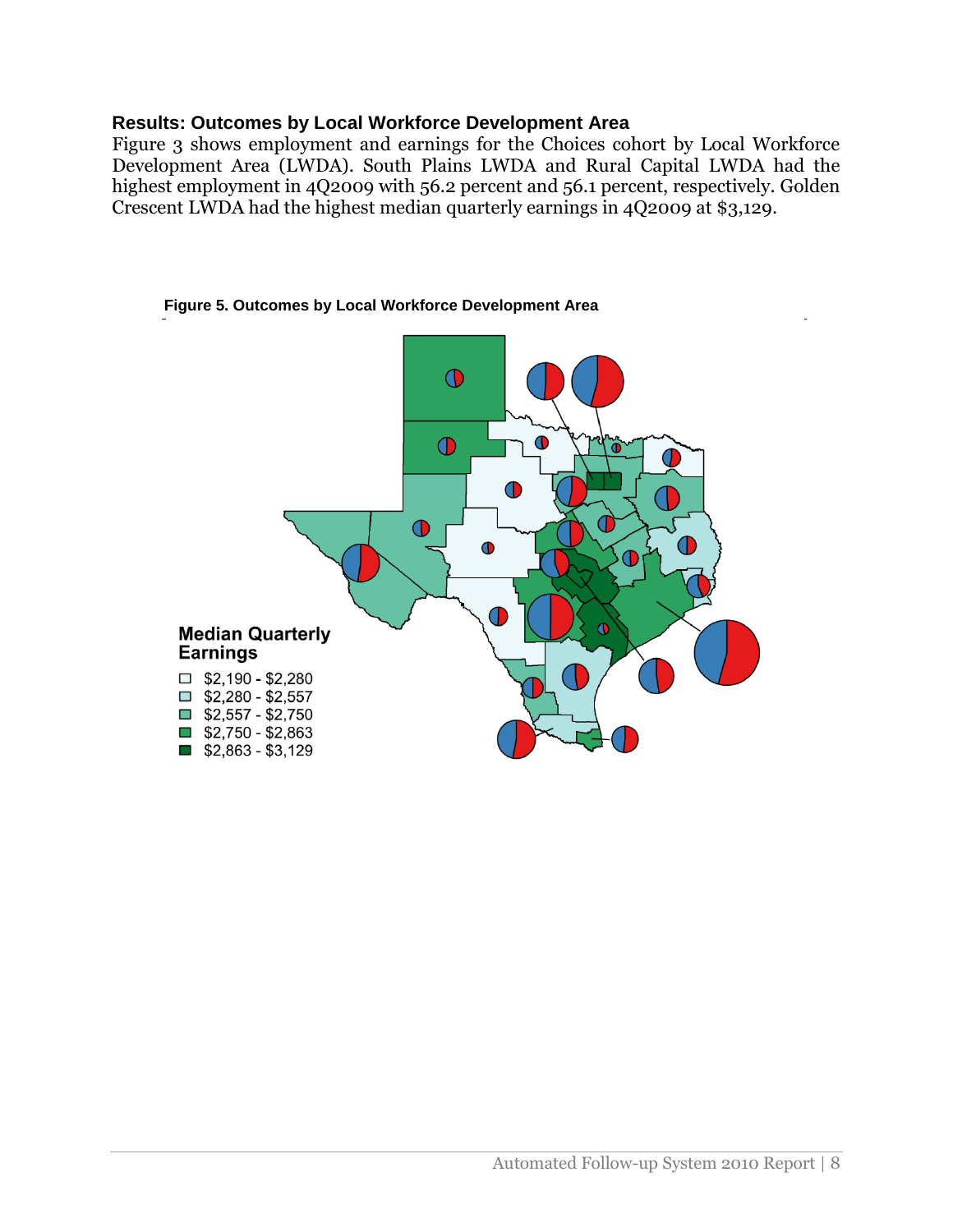## Results: Outcomes by Local Workforce Development Area

Figure 3 shows employment and earnings for the Choices cohort by Local Workforce Development Area (LWDA). South Plains LWDA and Rural Capital LWDA had the highest employment in 4Q2009 with 56.2 percent and 56.1 percent, respectively. Golden Crescent LWDA had the highest median quarterly earnings in 4Q2009 at $3,129.

**Figure 5. Outcomes by Local Workforce Development Area**

**Median Quarterly Earnings**

- $2,190 - $2,280
- $2,280 - $2,557
- $2,557 - $2,750
- $2,750 - $2,863
- $2,863 - $3,129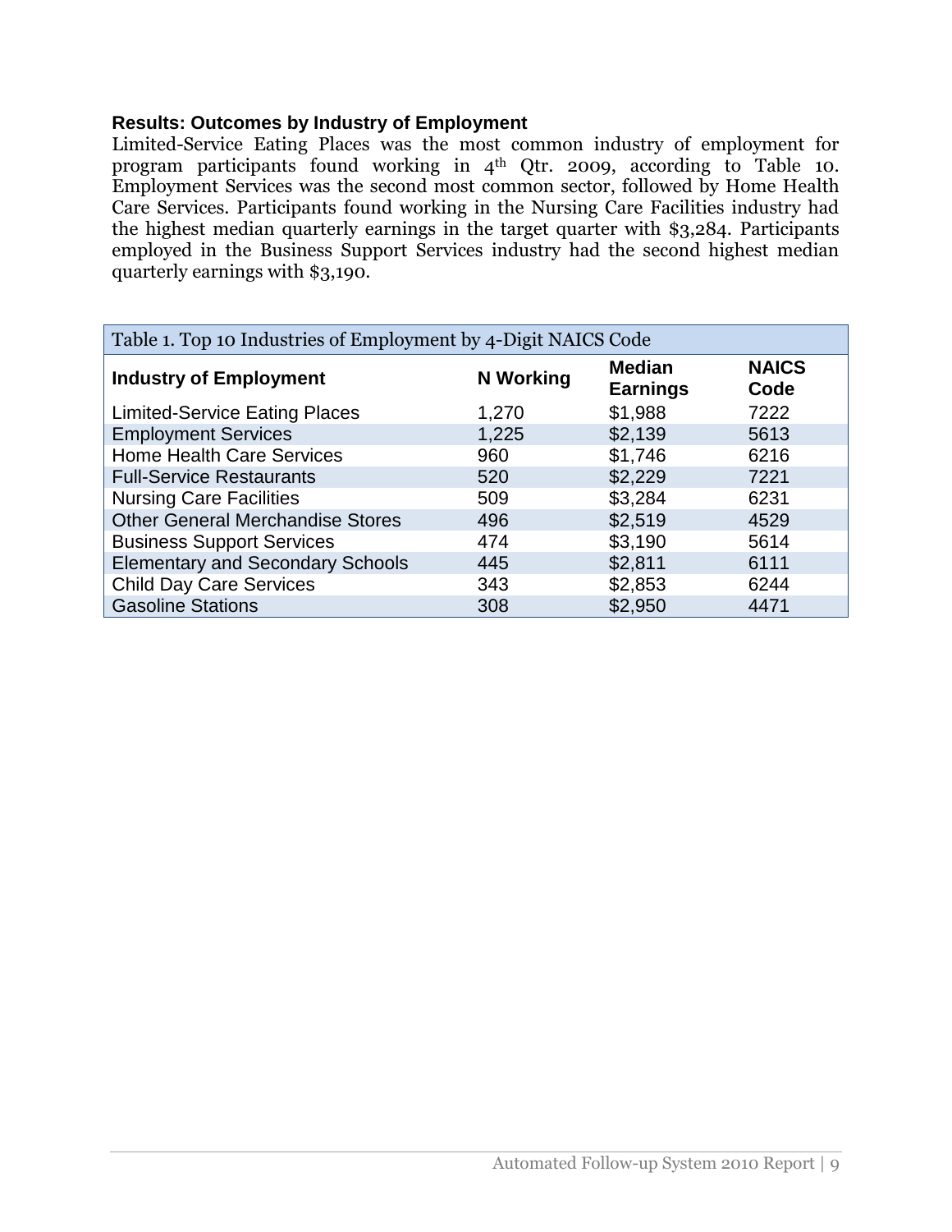### Results: Outcomes by Industry of Employment

Limited-Service Eating Places was the most common industry of employment for program participants found working in 4th Qtr. 2009, according to Table 10. Employment Services was the second most common sector, followed by Home Health Care Services. Participants found working in the Nursing Care Facilities industry had the highest median quarterly earnings in the target quarter with $3,284. Participants employed in the Business Support Services industry had the second highest median quarterly earnings with $3,190.

Table 1. Top 10 Industries of Employment by 4-Digit NAICS Code

| Industry of Employment | N Working | Median Earnings | NAICS Code |
|---|---|---|---|
| Limited-Service Eating Places | 1,270 | $1,988 | 7222 |
| Employment Services | 1,225 | $2,139 | 5613 |
| Home Health Care Services | 960 | $1,746 | 6216 |
| Full-Service Restaurants | 520 | $2,229 | 7221 |
| Nursing Care Facilities | 509 | $3,284 | 6231 |
| Other General Merchandise Stores | 496 | $2,519 | 4529 |
| Business Support Services | 474 | $3,190 | 5614 |
| Elementary and Secondary Schools | 445 | $2,811 | 6111 |
| Child Day Care Services | 343 | $2,853 | 6244 |
| Gasoline Stations | 308 | $2,950 | 4471 |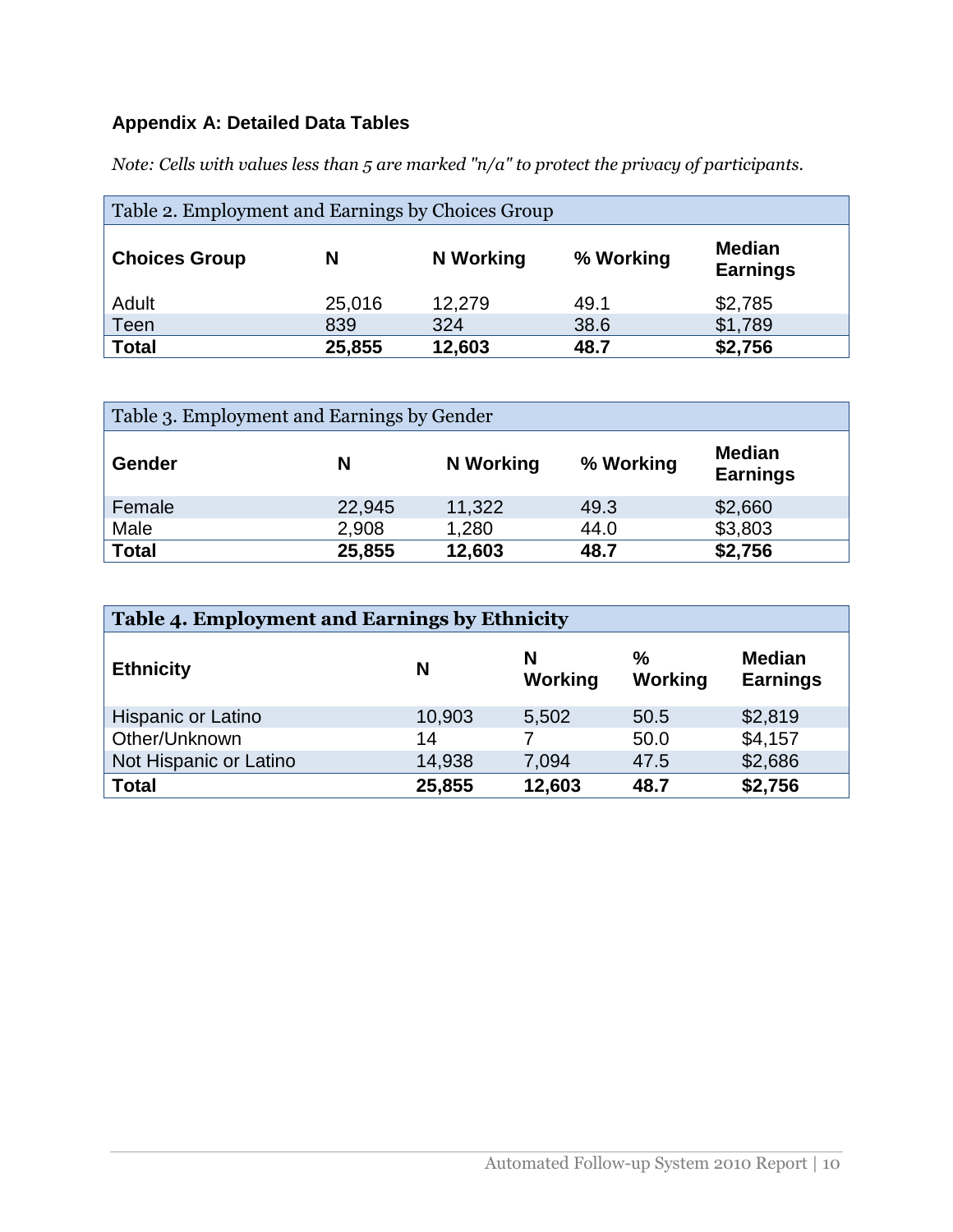## Appendix A: Detailed Data Tables

*Note: Cells with values less than 5 are marked "n/a" to protect the privacy of participants.*

Table 2. Employment and Earnings by Choices Group

| Choices Group | N | N Working | % Working | Median Earnings |
|---|---|---|---|---|
| Adult | 25,016 | 12,279 | 49.1 | $2,785 |
| Teen | 839 | 324 | 38.6 | $1,789 |
| **Total** | **25,855** | **12,603** | **48.7** | **$2,756** |

Table 3. Employment and Earnings by Gender

| Gender | N | N Working | % Working | Median Earnings |
|---|---|---|---|---|
| Female | 22,945 | 11,322 | 49.3 | $2,660 |
| Male | 2,908 | 1,280 | 44.0 | $3,803 |
| **Total** | **25,855** | **12,603** | **48.7** | **$2,756** |

**Table 4. Employment and Earnings by Ethnicity**

| Ethnicity | N | N Working | % Working | Median Earnings |
|---|---|---|---|---|
| Hispanic or Latino | 10,903 | 5,502 | 50.5 | $2,819 |
| Other/Unknown | 14 | 7 | 50.0 | $4,157 |
| Not Hispanic or Latino | 14,938 | 7,094 | 47.5 | $2,686 |
| **Total** | **25,855** | **12,603** | **48.7** | **$2,756** |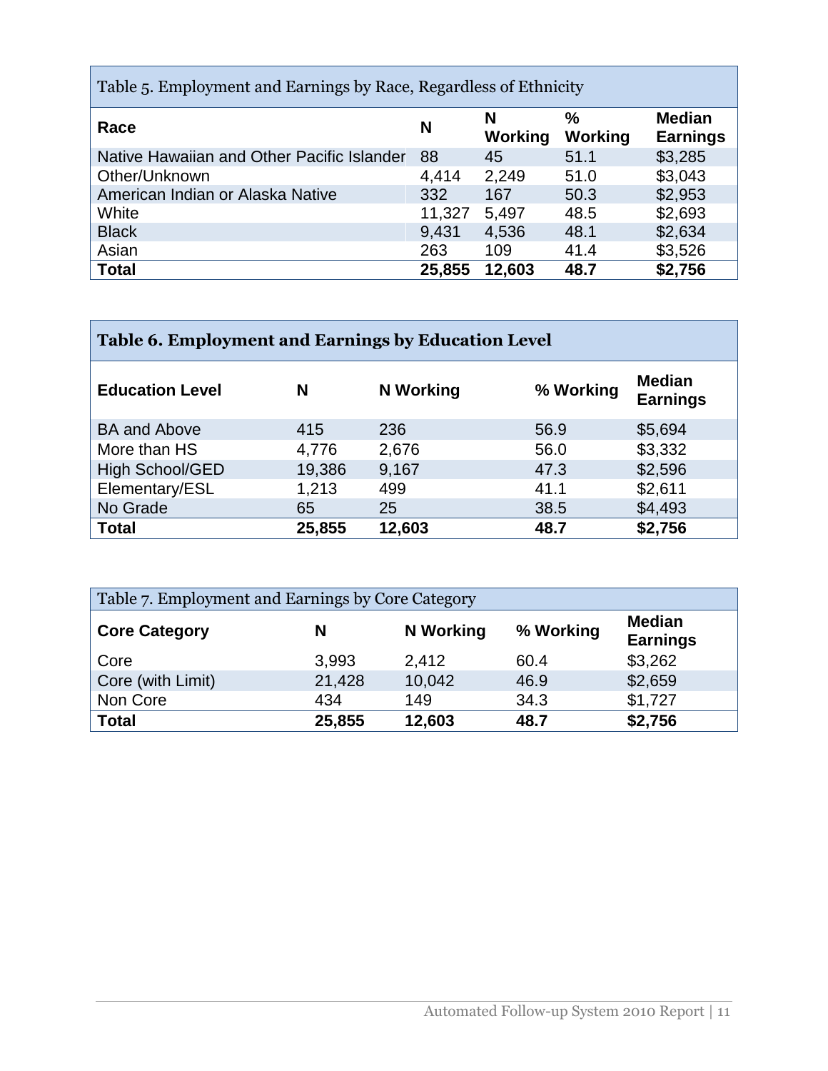Table 5. Employment and Earnings by Race, Regardless of Ethnicity

| Race | N | N Working | % Working | Median Earnings |
|---|---|---|---|---|
| Native Hawaiian and Other Pacific Islander | 88 | 45 | 51.1 | $3,285 |
| Other/Unknown | 4,414 | 2,249 | 51.0 | $3,043 |
| American Indian or Alaska Native | 332 | 167 | 50.3 | $2,953 |
| White | 11,327 | 5,497 | 48.5 | $2,693 |
| Black | 9,431 | 4,536 | 48.1 | $2,634 |
| Asian | 263 | 109 | 41.4 | $3,526 |
| **Total** | **25,855** | **12,603** | **48.7** | **$2,756** |

**Table 6. Employment and Earnings by Education Level**

| Education Level | N | N Working | % Working | Median Earnings |
|---|---|---|---|---|
| BA and Above | 415 | 236 | 56.9 | $5,694 |
| More than HS | 4,776 | 2,676 | 56.0 | $3,332 |
| High School/GED | 19,386 | 9,167 | 47.3 | $2,596 |
| Elementary/ESL | 1,213 | 499 | 41.1 | $2,611 |
| No Grade | 65 | 25 | 38.5 | $4,493 |
| **Total** | **25,855** | **12,603** | **48.7** | **$2,756** |

Table 7. Employment and Earnings by Core Category

| Core Category | N | N Working | % Working | Median Earnings |
|---|---|---|---|---|
| Core | 3,993 | 2,412 | 60.4 | $3,262 |
| Core (with Limit) | 21,428 | 10,042 | 46.9 | $2,659 |
| Non Core | 434 | 149 | 34.3 | $1,727 |
| **Total** | **25,855** | **12,603** | **48.7** | **$2,756** |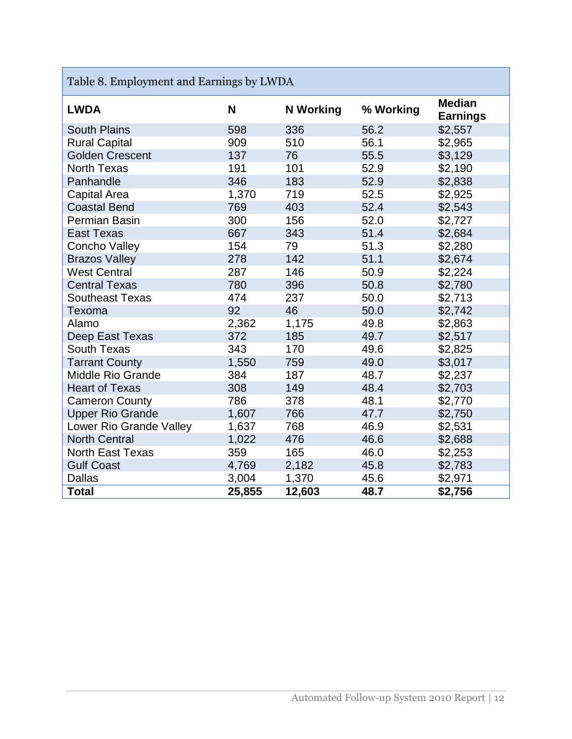Table 8. Employment and Earnings by LWDA

| LWDA | N | N Working | % Working | Median Earnings |
|---|---|---|---|---|
| South Plains | 598 | 336 | 56.2 | $2,557 |
| Rural Capital | 909 | 510 | 56.1 | $2,965 |
| Golden Crescent | 137 | 76 | 55.5 | $3,129 |
| North Texas | 191 | 101 | 52.9 | $2,190 |
| Panhandle | 346 | 183 | 52.9 | $2,838 |
| Capital Area | 1,370 | 719 | 52.5 | $2,925 |
| Coastal Bend | 769 | 403 | 52.4 | $2,543 |
| Permian Basin | 300 | 156 | 52.0 | $2,727 |
| East Texas | 667 | 343 | 51.4 | $2,684 |
| Concho Valley | 154 | 79 | 51.3 | $2,280 |
| Brazos Valley | 278 | 142 | 51.1 | $2,674 |
| West Central | 287 | 146 | 50.9 | $2,224 |
| Central Texas | 780 | 396 | 50.8 | $2,780 |
| Southeast Texas | 474 | 237 | 50.0 | $2,713 |
| Texoma | 92 | 46 | 50.0 | $2,742 |
| Alamo | 2,362 | 1,175 | 49.8 | $2,863 |
| Deep East Texas | 372 | 185 | 49.7 | $2,517 |
| South Texas | 343 | 170 | 49.6 | $2,825 |
| Tarrant County | 1,550 | 759 | 49.0 | $3,017 |
| Middle Rio Grande | 384 | 187 | 48.7 | $2,237 |
| Heart of Texas | 308 | 149 | 48.4 | $2,703 |
| Cameron County | 786 | 378 | 48.1 | $2,770 |
| Upper Rio Grande | 1,607 | 766 | 47.7 | $2,750 |
| Lower Rio Grande Valley | 1,637 | 768 | 46.9 | $2,531 |
| North Central | 1,022 | 476 | 46.6 | $2,688 |
| North East Texas | 359 | 165 | 46.0 | $2,253 |
| Gulf Coast | 4,769 | 2,182 | 45.8 | $2,783 |
| Dallas | 3,004 | 1,370 | 45.6 | $2,971 |
| **Total** | **25,855** | **12,603** | **48.7** | **$2,756** |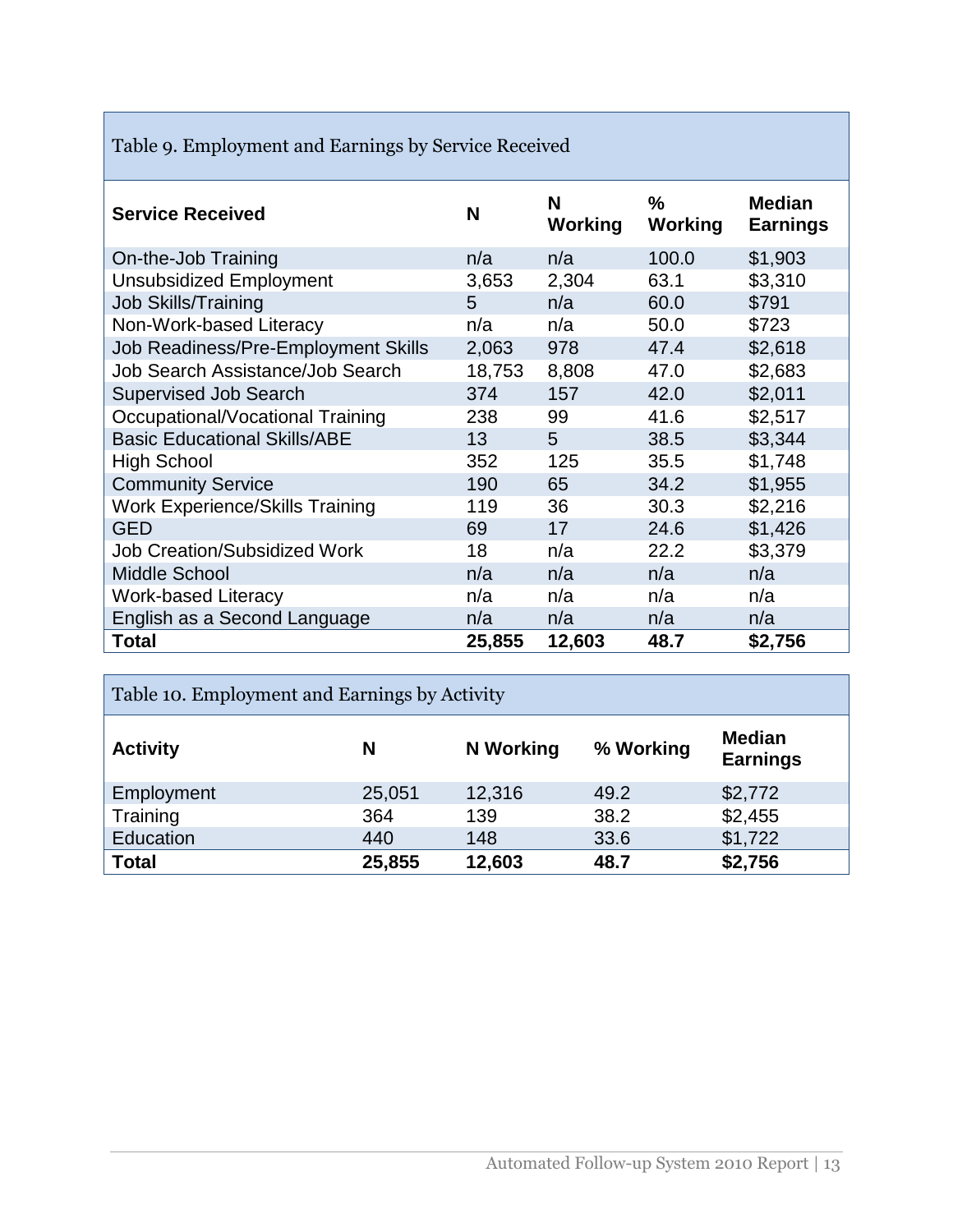Table 9. Employment and Earnings by Service Received

| Service Received | N | N Working | % Working | Median Earnings |
|---|---|---|---|---|
| On-the-Job Training | n/a | n/a | 100.0 | $1,903 |
| Unsubsidized Employment | 3,653 | 2,304 | 63.1 | $3,310 |
| Job Skills/Training | 5 | n/a | 60.0 | $791 |
| Non-Work-based Literacy | n/a | n/a | 50.0 | $723 |
| Job Readiness/Pre-Employment Skills | 2,063 | 978 | 47.4 | $2,618 |
| Job Search Assistance/Job Search | 18,753 | 8,808 | 47.0 | $2,683 |
| Supervised Job Search | 374 | 157 | 42.0 | $2,011 |
| Occupational/Vocational Training | 238 | 99 | 41.6 | $2,517 |
| Basic Educational Skills/ABE | 13 | 5 | 38.5 | $3,344 |
| High School | 352 | 125 | 35.5 | $1,748 |
| Community Service | 190 | 65 | 34.2 | $1,955 |
| Work Experience/Skills Training | 119 | 36 | 30.3 | $2,216 |
| GED | 69 | 17 | 24.6 | $1,426 |
| Job Creation/Subsidized Work | 18 | n/a | 22.2 | $3,379 |
| Middle School | n/a | n/a | n/a | n/a |
| Work-based Literacy | n/a | n/a | n/a | n/a |
| English as a Second Language | n/a | n/a | n/a | n/a |
| **Total** | **25,855** | **12,603** | **48.7** | **$2,756** |

Table 10. Employment and Earnings by Activity

| Activity | N | N Working | % Working | Median Earnings |
|---|---|---|---|---|
| Employment | 25,051 | 12,316 | 49.2 | $2,772 |
| Training | 364 | 139 | 38.2 | $2,455 |
| Education | 440 | 148 | 33.6 | $1,722 |
| **Total** | **25,855** | **12,603** | **48.7** | **$2,756** |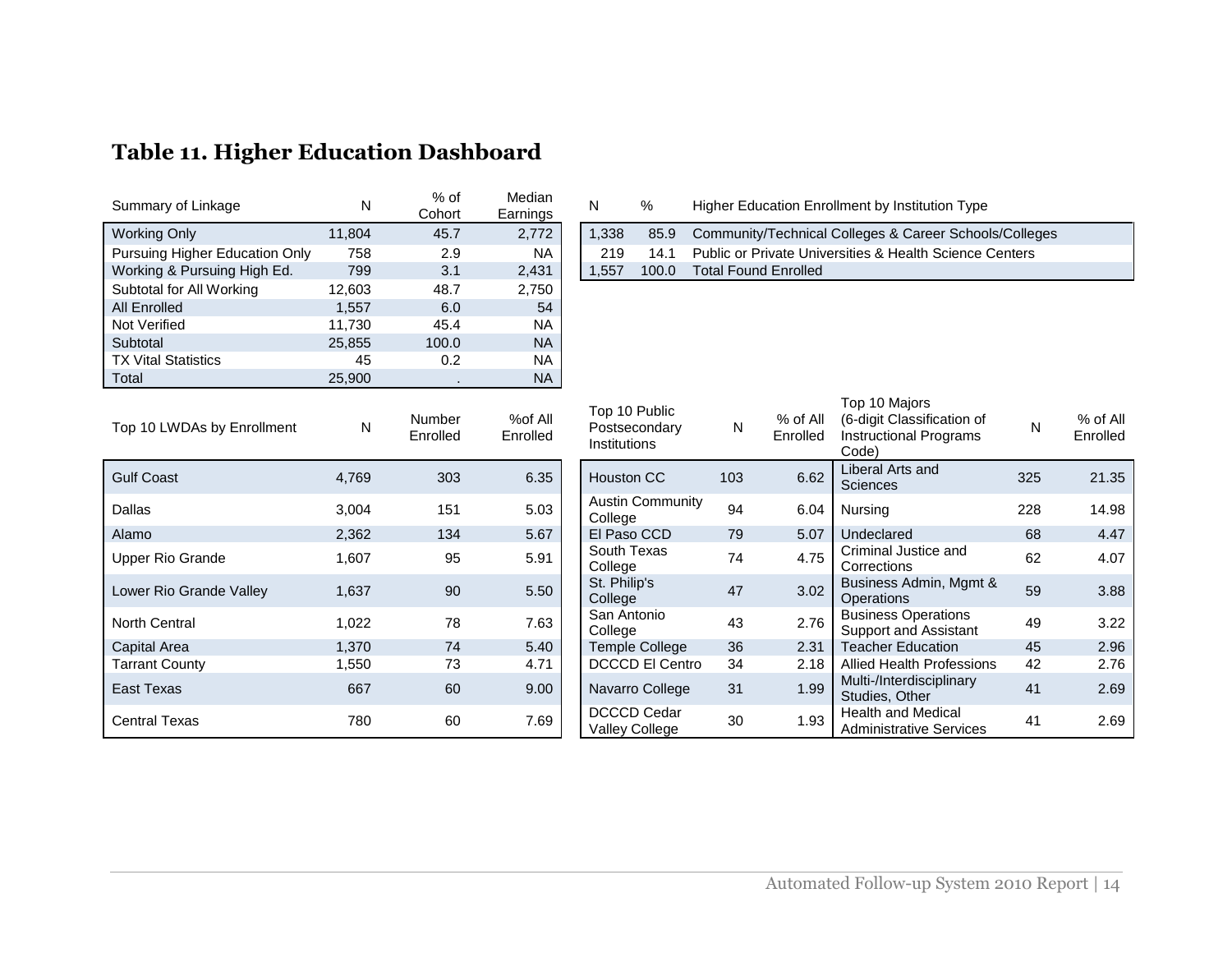## Table 11. Higher Education Dashboard

| Summary of Linkage | N | % of Cohort | Median Earnings |
|---|---|---|---|
| Working Only | 11,804 | 45.7 | 2,772 |
| Pursuing Higher Education Only | 758 | 2.9 | NA |
| Working & Pursuing High Ed. | 799 | 3.1 | 2,431 |
| Subtotal for All Working | 12,603 | 48.7 | 2,750 |
| All Enrolled | 1,557 | 6.0 | 54 |
| Not Verified | 11,730 | 45.4 | NA |
| Subtotal | 25,855 | 100.0 | NA |
| TX Vital Statistics | 45 | 0.2 | NA |
| Total | 25,900 | . | NA |

| N | % | Higher Education Enrollment by Institution Type |
|---|---|---|
| 1,338 | 85.9 | Community/Technical Colleges & Career Schools/Colleges |
| 219 | 14.1 | Public or Private Universities & Health Science Centers |
| 1,557 | 100.0 | Total Found Enrolled |

| Top 10 LWDAs by Enrollment | N | Number Enrolled | %of All Enrolled |
|---|---|---|---|
| Gulf Coast | 4,769 | 303 | 6.35 |
| Dallas | 3,004 | 151 | 5.03 |
| Alamo | 2,362 | 134 | 5.67 |
| Upper Rio Grande | 1,607 | 95 | 5.91 |
| Lower Rio Grande Valley | 1,637 | 90 | 5.50 |
| North Central | 1,022 | 78 | 7.63 |
| Capital Area | 1,370 | 74 | 5.40 |
| Tarrant County | 1,550 | 73 | 4.71 |
| East Texas | 667 | 60 | 9.00 |
| Central Texas | 780 | 60 | 7.69 |

| Top 10 Public Postsecondary Institutions | N | % of All Enrolled |
|---|---|---|
| Houston CC | 103 | 6.62 |
| Austin Community College | 94 | 6.04 |
| El Paso CCD | 79 | 5.07 |
| South Texas College | 74 | 4.75 |
| St. Philip's College | 47 | 3.02 |
| San Antonio College | 43 | 2.76 |
| Temple College | 36 | 2.31 |
| DCCCD El Centro | 34 | 2.18 |
| Navarro College | 31 | 1.99 |
| DCCCD Cedar Valley College | 30 | 1.93 |

| Top 10 Majors (6-digit Classification of Instructional Programs Code) | N | % of All Enrolled |
|---|---|---|
| Liberal Arts and Sciences | 325 | 21.35 |
| Nursing | 228 | 14.98 |
| Undeclared | 68 | 4.47 |
| Criminal Justice and Corrections | 62 | 4.07 |
| Business Admin, Mgmt & Operations | 59 | 3.88 |
| Business Operations Support and Assistant | 49 | 3.22 |
| Teacher Education | 45 | 2.96 |
| Allied Health Professions | 42 | 2.76 |
| Multi-/Interdisciplinary Studies, Other | 41 | 2.69 |
| Health and Medical Administrative Services | 41 | 2.69 |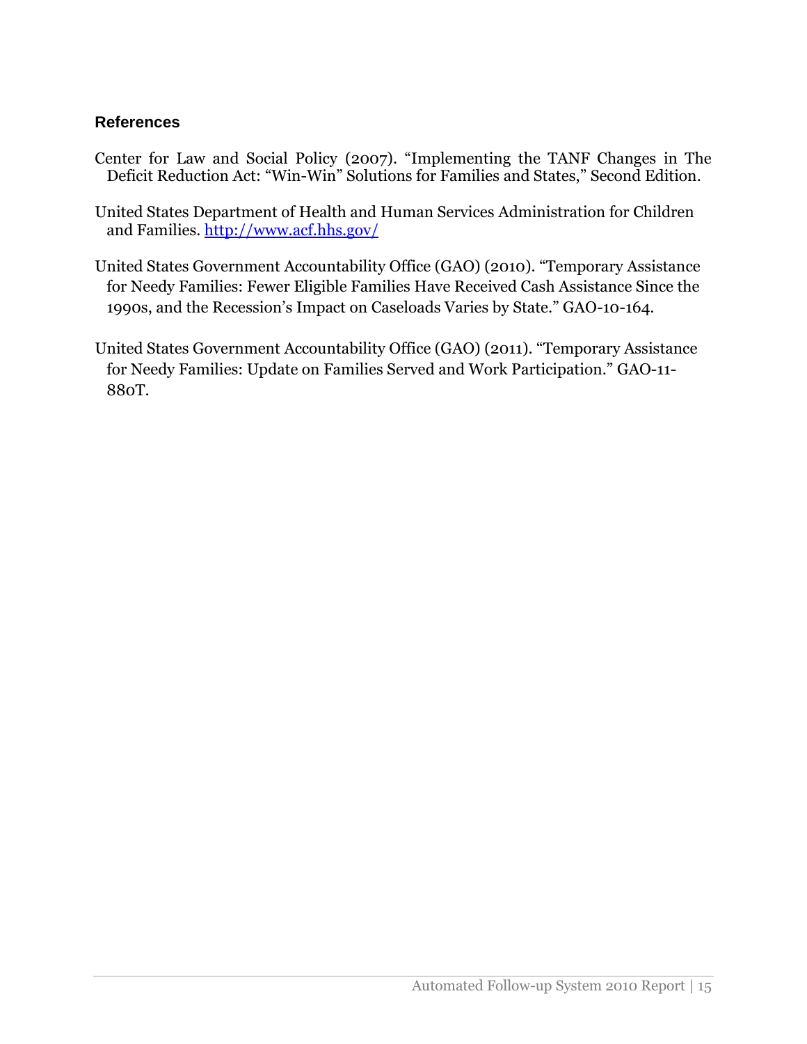## References

Center for Law and Social Policy (2007). "Implementing the TANF Changes in The Deficit Reduction Act: "Win-Win" Solutions for Families and States," Second Edition.

United States Department of Health and Human Services Administration for Children and Families. http://www.acf.hhs.gov/

United States Government Accountability Office (GAO) (2010). "Temporary Assistance for Needy Families: Fewer Eligible Families Have Received Cash Assistance Since the 1990s, and the Recession's Impact on Caseloads Varies by State." GAO-10-164.

United States Government Accountability Office (GAO) (2011). "Temporary Assistance for Needy Families: Update on Families Served and Work Participation." GAO-11-880T.